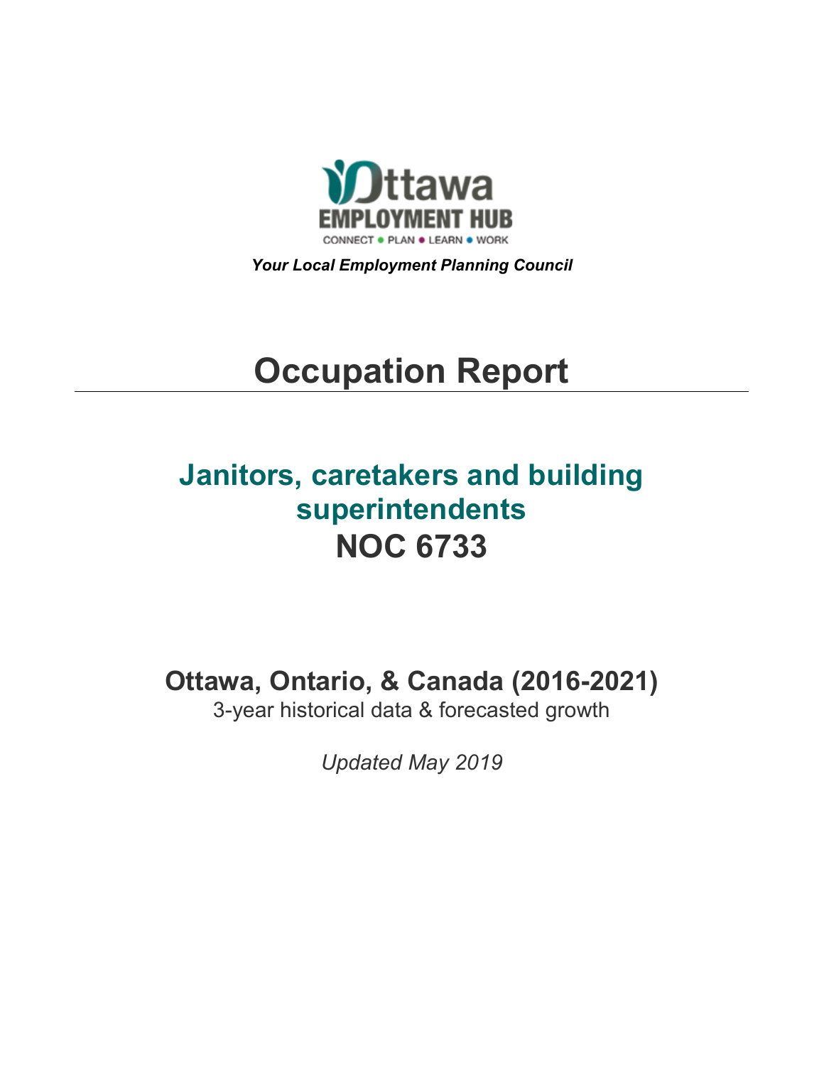Ottawa EMPLOYMENT HUB

CONNECT • PLAN • LEARN • WORK

***Your Local Employment Planning Council***

# Occupation Report

## Janitors, caretakers and building superintendents
## NOC 6733

### Ottawa, Ontario, & Canada (2016-2021)

3-year historical data & forecasted growth

*Updated May 2019*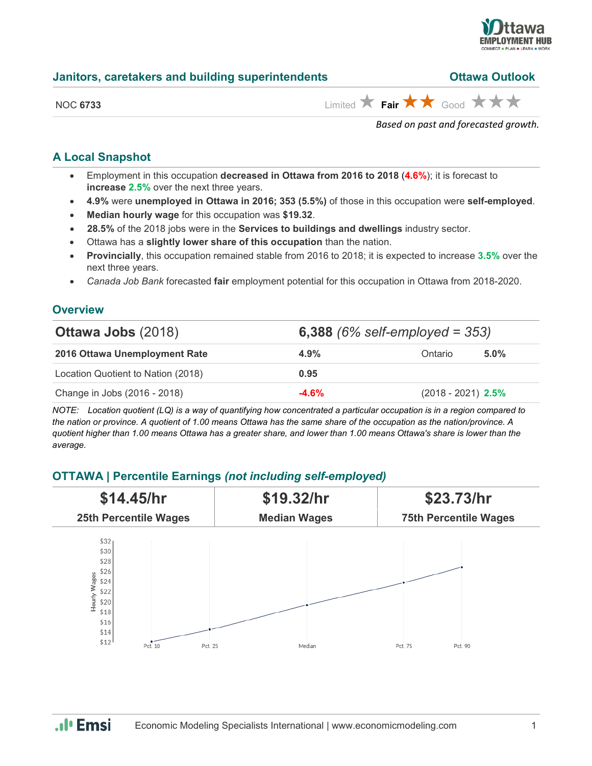## Janitors, caretakers and building superintendents

**Ottawa Outlook**

NOC **6733**

Limited ★ **Fair ★★** Good ★★★

*Based on past and forecasted growth.*

### A Local Snapshot

- Employment in this occupation **decreased in Ottawa from 2016 to 2018** (**4.6%**); it is forecast to **increase 2.5%** over the next three years.
- **4.9%** were **unemployed in Ottawa in 2016; 353 (5.5%)** of those in this occupation were **self-employed**.
- **Median hourly wage** for this occupation was **$19.32**.
- **28.5%** of the 2018 jobs were in the **Services to buildings and dwellings** industry sector.
- Ottawa has a **slightly lower share of this occupation** than the nation.
- **Provincially**, this occupation remained stable from 2016 to 2018; it is expected to increase **3.5%** over the next three years.
- *Canada Job Bank* forecasted **fair** employment potential for this occupation in Ottawa from 2018-2020.

### Overview

| **Ottawa Jobs** (2018) | **6,388** *(6% self-employed = 353)* | | |
|---|---|---|---|
| **2016 Ottawa Unemployment Rate** | **4.9%** | Ontario | **5.0%** |
| Location Quotient to Nation (2018) | **0.95** | | |
| Change in Jobs (2016 - 2018) | **-4.6%** | (2018 - 2021) | **2.5%** |

*NOTE: Location quotient (LQ) is a way of quantifying how concentrated a particular occupation is in a region compared to the nation or province. A quotient of 1.00 means Ottawa has the same share of the occupation as the nation/province. A quotient higher than 1.00 means Ottawa has a greater share, and lower than 1.00 means Ottawa's share is lower than the average.*

### OTTAWA | Percentile Earnings *(not including self-employed)*

| **$14.45/hr** | **$19.32/hr** | **$23.73/hr** |
|---|---|---|
| **25th Percentile Wages** | **Median Wages** | **75th Percentile Wages** |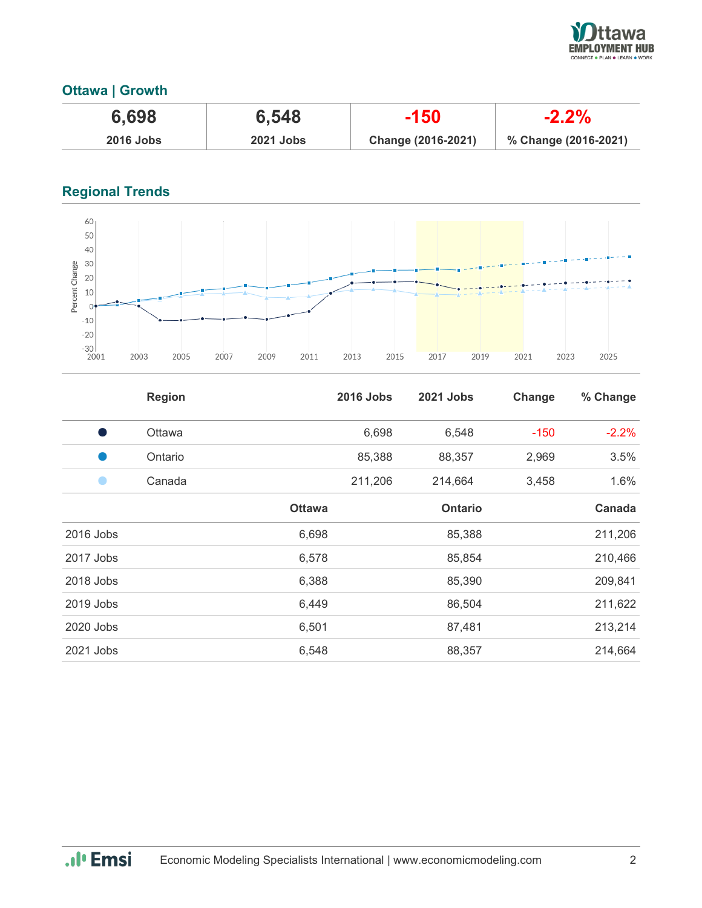## Ottawa | Growth

| 6,698 | 6,548 | -150 | -2.2% |
|---|---|---|---|
| 2016 Jobs | 2021 Jobs | Change (2016-2021) | % Change (2016-2021) |

## Regional Trends

| | Region | 2016 Jobs | 2021 Jobs | Change | % Change |
|---|---|---|---|---|---|
| ● | Ottawa | 6,698 | 6,548 | -150 | -2.2% |
| ● | Ontario | 85,388 | 88,357 | 2,969 | 3.5% |
| ● | Canada | 211,206 | 214,664 | 3,458 | 1.6% |

| | Ottawa | Ontario | Canada |
|---|---|---|---|
| 2016 Jobs | 6,698 | 85,388 | 211,206 |
| 2017 Jobs | 6,578 | 85,854 | 210,466 |
| 2018 Jobs | 6,388 | 85,390 | 209,841 |
| 2019 Jobs | 6,449 | 86,504 | 211,622 |
| 2020 Jobs | 6,501 | 87,481 | 213,214 |
| 2021 Jobs | 6,548 | 88,357 | 214,664 |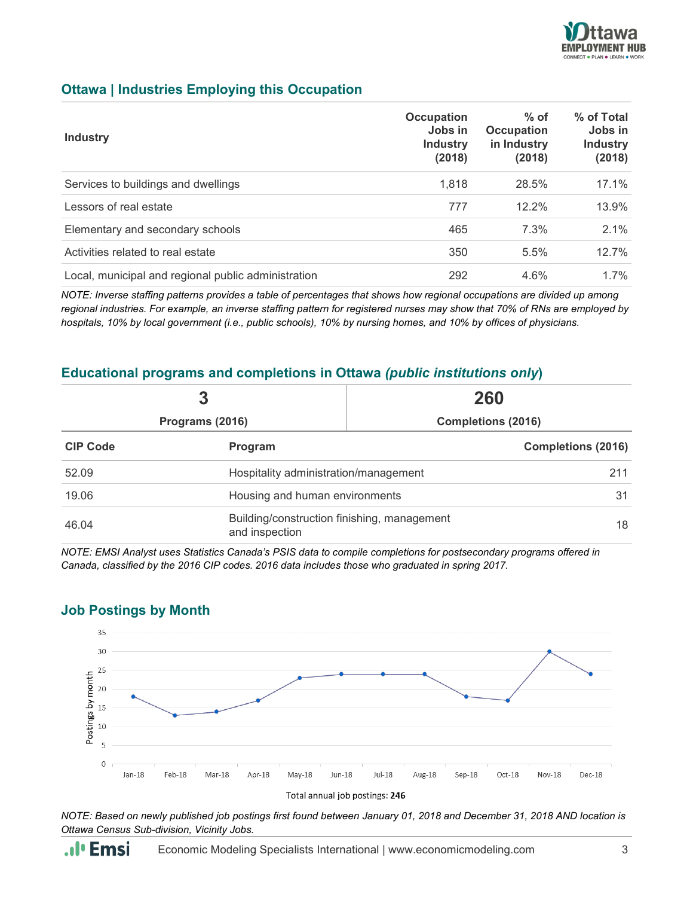## Ottawa | Industries Employing this Occupation

| Industry | Occupation Jobs in Industry (2018) | % of Occupation in Industry (2018) | % of Total Jobs in Industry (2018) |
|---|---|---|---|
| Services to buildings and dwellings | 1,818 | 28.5% | 17.1% |
| Lessors of real estate | 777 | 12.2% | 13.9% |
| Elementary and secondary schools | 465 | 7.3% | 2.1% |
| Activities related to real estate | 350 | 5.5% | 12.7% |
| Local, municipal and regional public administration | 292 | 4.6% | 1.7% |

*NOTE: Inverse staffing patterns provides a table of percentages that shows how regional occupations are divided up among regional industries. For example, an inverse staffing pattern for registered nurses may show that 70% of RNs are employed by hospitals, 10% by local government (i.e., public schools), 10% by nursing homes, and 10% by offices of physicians.*

## Educational programs and completions in Ottawa *(public institutions only)*

| 3 | 260 |
|---|---|
| Programs (2016) | Completions (2016) |

| CIP Code | Program | Completions (2016) |
|---|---|---|
| 52.09 | Hospitality administration/management | 211 |
| 19.06 | Housing and human environments | 31 |
| 46.04 | Building/construction finishing, management and inspection | 18 |

*NOTE: EMSI Analyst uses Statistics Canada's PSIS data to compile completions for postsecondary programs offered in Canada, classified by the 2016 CIP codes. 2016 data includes those who graduated in spring 2017.*

## Job Postings by Month

| Month | Postings by month |
|---|---|
| Jan-18 | 18 |
| Feb-18 | 13 |
| Mar-18 | 14 |
| Apr-18 | 17 |
| May-18 | 23 |
| Jun-18 | 24 |
| Jul-18 | 24 |
| Aug-18 | 24 |
| Sep-18 | 18 |
| Oct-18 | 17 |
| Nov-18 | 30 |
| Dec-18 | 24 |

Total annual job postings: **246**

*NOTE: Based on newly published job postings first found between January 01, 2018 and December 31, 2018 AND location is Ottawa Census Sub-division, Vicinity Jobs.*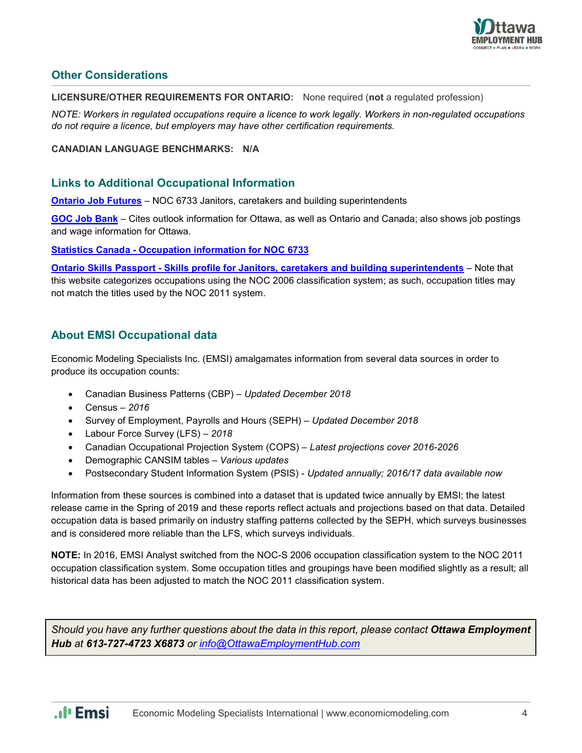## Other Considerations

**LICENSURE/OTHER REQUIREMENTS FOR ONTARIO:** None required (**not** a regulated profession)

*NOTE: Workers in regulated occupations require a licence to work legally. Workers in non-regulated occupations do not require a licence, but employers may have other certification requirements.*

**CANADIAN LANGUAGE BENCHMARKS: N/A**

## Links to Additional Occupational Information

**Ontario Job Futures** – NOC 6733 Janitors, caretakers and building superintendents

**GOC Job Bank** – Cites outlook information for Ottawa, as well as Ontario and Canada; also shows job postings and wage information for Ottawa.

**Statistics Canada - Occupation information for NOC 6733**

**Ontario Skills Passport - Skills profile for Janitors, caretakers and building superintendents** – Note that this website categorizes occupations using the NOC 2006 classification system; as such, occupation titles may not match the titles used by the NOC 2011 system.

## About EMSI Occupational data

Economic Modeling Specialists Inc. (EMSI) amalgamates information from several data sources in order to produce its occupation counts:

- Canadian Business Patterns (CBP) – *Updated December 2018*
- Census – *2016*
- Survey of Employment, Payrolls and Hours (SEPH) – *Updated December 2018*
- Labour Force Survey (LFS) – *2018*
- Canadian Occupational Projection System (COPS) – *Latest projections cover 2016-2026*
- Demographic CANSIM tables – *Various updates*
- Postsecondary Student Information System (PSIS) - *Updated annually; 2016/17 data available now*

Information from these sources is combined into a dataset that is updated twice annually by EMSI; the latest release came in the Spring of 2019 and these reports reflect actuals and projections based on that data. Detailed occupation data is based primarily on industry staffing patterns collected by the SEPH, which surveys businesses and is considered more reliable than the LFS, which surveys individuals.

**NOTE:** In 2016, EMSI Analyst switched from the NOC-S 2006 occupation classification system to the NOC 2011 occupation classification system. Some occupation titles and groupings have been modified slightly as a result; all historical data has been adjusted to match the NOC 2011 classification system.

*Should you have any further questions about the data in this report, please contact* ***Ottawa Employment Hub*** *at* ***613-727-4723 X6873*** *or info@OttawaEmploymentHub.com*